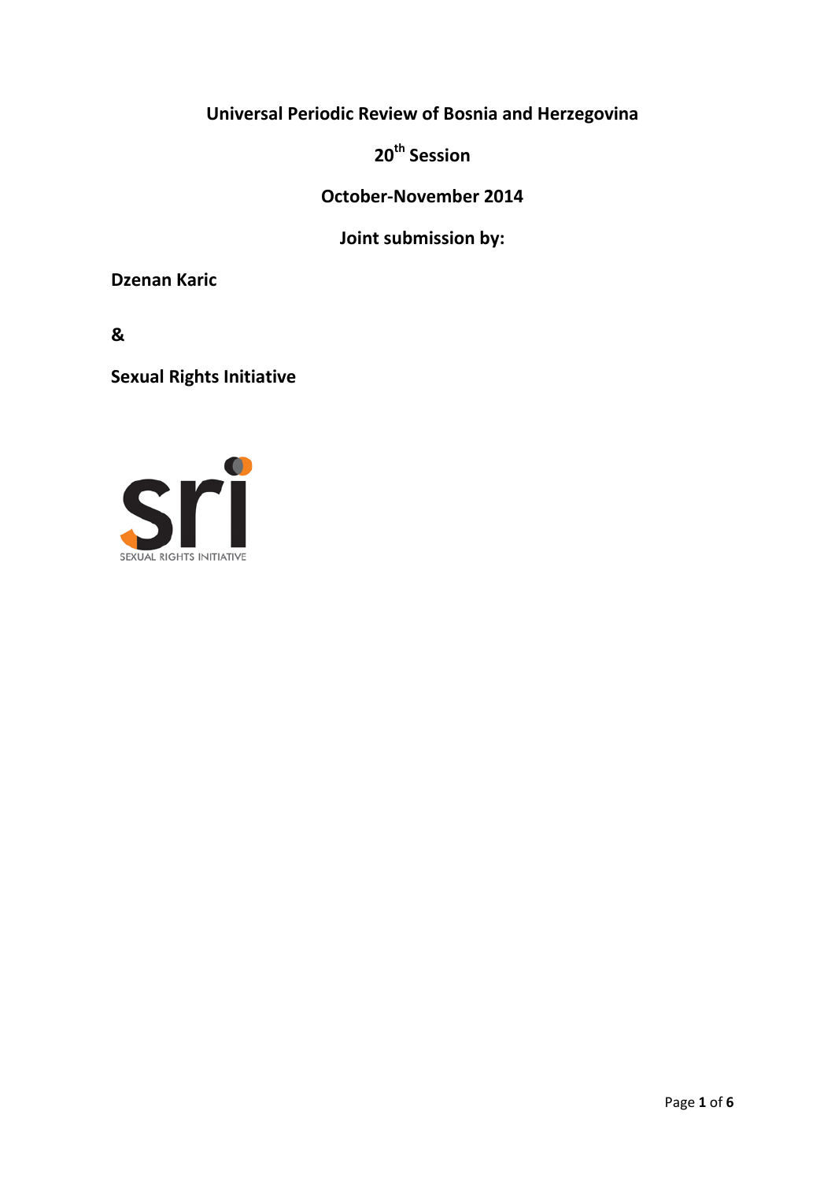**Universal Periodic Review of Bosnia and Herzegovina**

**20th Session**

**October-November 2014**

**Joint submission by:**

**Dzenan Karic**

**&**

**Sexual Rights Initiative**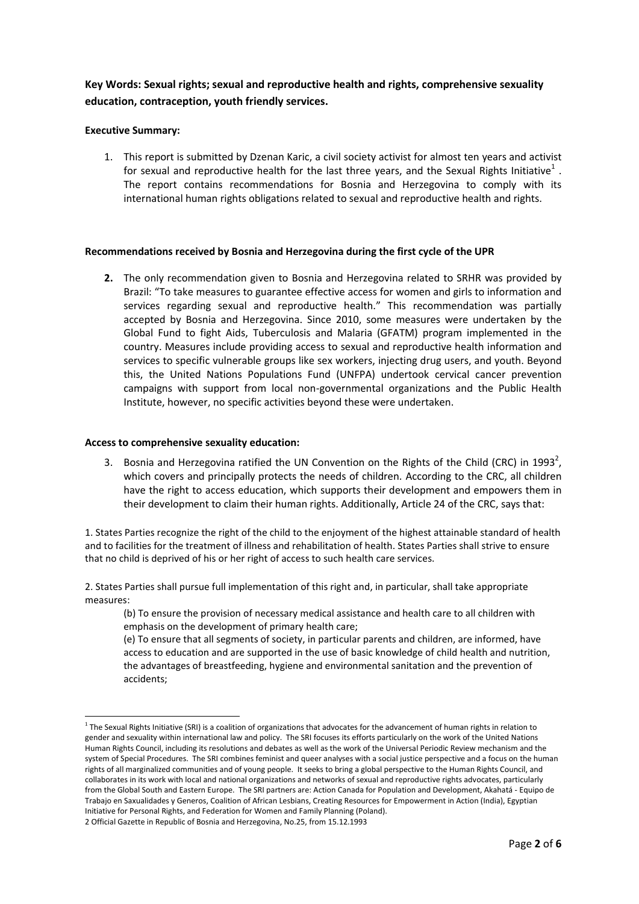**Key Words: Sexual rights; sexual and reproductive health and rights, comprehensive sexuality education, contraception, youth friendly services.**

**Executive Summary:**

1. This report is submitted by Dzenan Karic, a civil society activist for almost ten years and activist for sexual and reproductive health for the last three years, and the Sexual Rights Initiative[1] . The report contains recommendations for Bosnia and Herzegovina to comply with its international human rights obligations related to sexual and reproductive health and rights.

**Recommendations received by Bosnia and Herzegovina during the first cycle of the UPR**

2. The only recommendation given to Bosnia and Herzegovina related to SRHR was provided by Brazil: "To take measures to guarantee effective access for women and girls to information and services regarding sexual and reproductive health." This recommendation was partially accepted by Bosnia and Herzegovina. Since 2010, some measures were undertaken by the Global Fund to fight Aids, Tuberculosis and Malaria (GFATM) program implemented in the country. Measures include providing access to sexual and reproductive health information and services to specific vulnerable groups like sex workers, injecting drug users, and youth. Beyond this, the United Nations Populations Fund (UNFPA) undertook cervical cancer prevention campaigns with support from local non-governmental organizations and the Public Health Institute, however, no specific activities beyond these were undertaken.

**Access to comprehensive sexuality education:**

3. Bosnia and Herzegovina ratified the UN Convention on the Rights of the Child (CRC) in 1993[2], which covers and principally protects the needs of children. According to the CRC, all children have the right to access education, which supports their development and empowers them in their development to claim their human rights. Additionally, Article 24 of the CRC, says that:

1. States Parties recognize the right of the child to the enjoyment of the highest attainable standard of health and to facilities for the treatment of illness and rehabilitation of health. States Parties shall strive to ensure that no child is deprived of his or her right of access to such health care services.

2. States Parties shall pursue full implementation of this right and, in particular, shall take appropriate measures:

> (b) To ensure the provision of necessary medical assistance and health care to all children with emphasis on the development of primary health care;
>
> (e) To ensure that all segments of society, in particular parents and children, are informed, have access to education and are supported in the use of basic knowledge of child health and nutrition, the advantages of breastfeeding, hygiene and environmental sanitation and the prevention of accidents;

---

[1] The Sexual Rights Initiative (SRI) is a coalition of organizations that advocates for the advancement of human rights in relation to gender and sexuality within international law and policy. The SRI focuses its efforts particularly on the work of the United Nations Human Rights Council, including its resolutions and debates as well as the work of the Universal Periodic Review mechanism and the system of Special Procedures. The SRI combines feminist and queer analyses with a social justice perspective and a focus on the human rights of all marginalized communities and of young people. It seeks to bring a global perspective to the Human Rights Council, and collaborates in its work with local and national organizations and networks of sexual and reproductive rights advocates, particularly from the Global South and Eastern Europe. The SRI partners are: Action Canada for Population and Development, Akahatá - Equipo de Trabajo en Saxualidades y Generos, Coalition of African Lesbians, Creating Resources for Empowerment in Action (India), Egyptian Initiative for Personal Rights, and Federation for Women and Family Planning (Poland).

[2] Official Gazette in Republic of Bosnia and Herzegovina, No.25, from 15.12.1993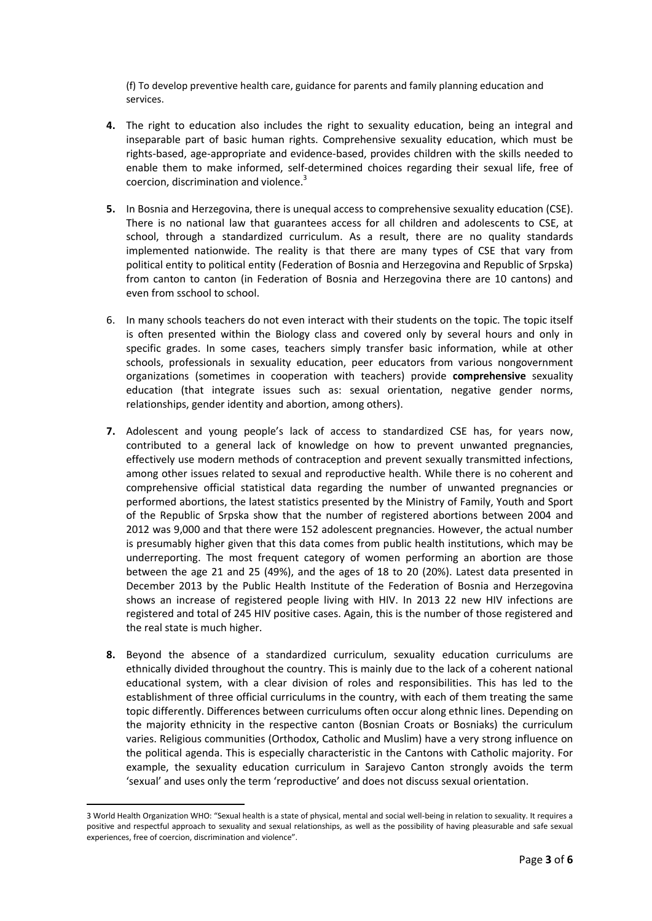(f) To develop preventive health care, guidance for parents and family planning education and services.

**4.** The right to education also includes the right to sexuality education, being an integral and inseparable part of basic human rights. Comprehensive sexuality education, which must be rights-based, age-appropriate and evidence-based, provides children with the skills needed to enable them to make informed, self-determined choices regarding their sexual life, free of coercion, discrimination and violence.[3]

**5.** In Bosnia and Herzegovina, there is unequal access to comprehensive sexuality education (CSE). There is no national law that guarantees access for all children and adolescents to CSE, at school, through a standardized curriculum. As a result, there are no quality standards implemented nationwide. The reality is that there are many types of CSE that vary from political entity to political entity (Federation of Bosnia and Herzegovina and Republic of Srpska) from canton to canton (in Federation of Bosnia and Herzegovina there are 10 cantons) and even from sschool to school.

6. In many schools teachers do not even interact with their students on the topic. The topic itself is often presented within the Biology class and covered only by several hours and only in specific grades. In some cases, teachers simply transfer basic information, while at other schools, professionals in sexuality education, peer educators from various nongovernment organizations (sometimes in cooperation with teachers) provide **comprehensive** sexuality education (that integrate issues such as: sexual orientation, negative gender norms, relationships, gender identity and abortion, among others).

**7.** Adolescent and young people's lack of access to standardized CSE has, for years now, contributed to a general lack of knowledge on how to prevent unwanted pregnancies, effectively use modern methods of contraception and prevent sexually transmitted infections, among other issues related to sexual and reproductive health. While there is no coherent and comprehensive official statistical data regarding the number of unwanted pregnancies or performed abortions, the latest statistics presented by the Ministry of Family, Youth and Sport of the Republic of Srpska show that the number of registered abortions between 2004 and 2012 was 9,000 and that there were 152 adolescent pregnancies. However, the actual number is presumably higher given that this data comes from public health institutions, which may be underreporting. The most frequent category of women performing an abortion are those between the age 21 and 25 (49%), and the ages of 18 to 20 (20%). Latest data presented in December 2013 by the Public Health Institute of the Federation of Bosnia and Herzegovina shows an increase of registered people living with HIV. In 2013 22 new HIV infections are registered and total of 245 HIV positive cases. Again, this is the number of those registered and the real state is much higher.

**8.** Beyond the absence of a standardized curriculum, sexuality education curriculums are ethnically divided throughout the country. This is mainly due to the lack of a coherent national educational system, with a clear division of roles and responsibilities. This has led to the establishment of three official curriculums in the country, with each of them treating the same topic differently. Differences between curriculums often occur along ethnic lines. Depending on the majority ethnicity in the respective canton (Bosnian Croats or Bosniaks) the curriculum varies. Religious communities (Orthodox, Catholic and Muslim) have a very strong influence on the political agenda. This is especially characteristic in the Cantons with Catholic majority. For example, the sexuality education curriculum in Sarajevo Canton strongly avoids the term 'sexual' and uses only the term 'reproductive' and does not discuss sexual orientation.

---

3 World Health Organization WHO: "Sexual health is a state of physical, mental and social well-being in relation to sexuality. It requires a positive and respectful approach to sexuality and sexual relationships, as well as the possibility of having pleasurable and safe sexual experiences, free of coercion, discrimination and violence".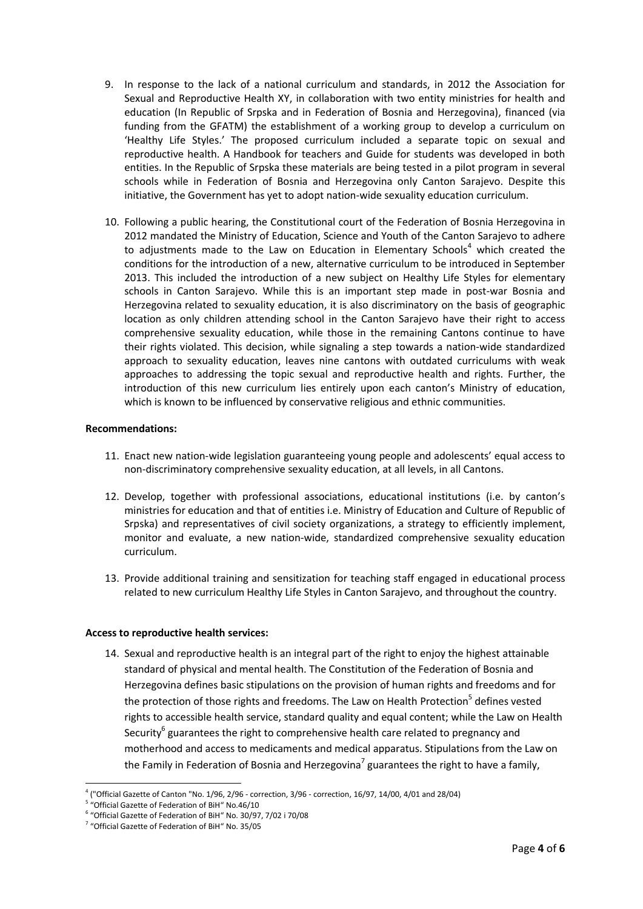9. In response to the lack of a national curriculum and standards, in 2012 the Association for Sexual and Reproductive Health XY, in collaboration with two entity ministries for health and education (In Republic of Srpska and in Federation of Bosnia and Herzegovina), financed (via funding from the GFATM) the establishment of a working group to develop a curriculum on 'Healthy Life Styles.' The proposed curriculum included a separate topic on sexual and reproductive health. A Handbook for teachers and Guide for students was developed in both entities. In the Republic of Srpska these materials are being tested in a pilot program in several schools while in Federation of Bosnia and Herzegovina only Canton Sarajevo. Despite this initiative, the Government has yet to adopt nation-wide sexuality education curriculum.

10. Following a public hearing, the Constitutional court of the Federation of Bosnia Herzegovina in 2012 mandated the Ministry of Education, Science and Youth of the Canton Sarajevo to adhere to adjustments made to the Law on Education in Elementary Schools[4] which created the conditions for the introduction of a new, alternative curriculum to be introduced in September 2013. This included the introduction of a new subject on Healthy Life Styles for elementary schools in Canton Sarajevo. While this is an important step made in post-war Bosnia and Herzegovina related to sexuality education, it is also discriminatory on the basis of geographic location as only children attending school in the Canton Sarajevo have their right to access comprehensive sexuality education, while those in the remaining Cantons continue to have their rights violated. This decision, while signaling a step towards a nation-wide standardized approach to sexuality education, leaves nine cantons with outdated curriculums with weak approaches to addressing the topic sexual and reproductive health and rights. Further, the introduction of this new curriculum lies entirely upon each canton's Ministry of education, which is known to be influenced by conservative religious and ethnic communities.

**Recommendations:**

11. Enact new nation-wide legislation guaranteeing young people and adolescents' equal access to non-discriminatory comprehensive sexuality education, at all levels, in all Cantons.

12. Develop, together with professional associations, educational institutions (i.e. by canton's ministries for education and that of entities i.e. Ministry of Education and Culture of Republic of Srpska) and representatives of civil society organizations, a strategy to efficiently implement, monitor and evaluate, a new nation-wide, standardized comprehensive sexuality education curriculum.

13. Provide additional training and sensitization for teaching staff engaged in educational process related to new curriculum Healthy Life Styles in Canton Sarajevo, and throughout the country.

**Access to reproductive health services:**

14. Sexual and reproductive health is an integral part of the right to enjoy the highest attainable standard of physical and mental health. The Constitution of the Federation of Bosnia and Herzegovina defines basic stipulations on the provision of human rights and freedoms and for the protection of those rights and freedoms. The Law on Health Protection[5] defines vested rights to accessible health service, standard quality and equal content; while the Law on Health Security[6] guarantees the right to comprehensive health care related to pregnancy and motherhood and access to medicaments and medical apparatus. Stipulations from the Law on the Family in Federation of Bosnia and Herzegovina[7] guarantees the right to have a family,

---

[4] ("Official Gazette of Canton "No. 1/96, 2/96 - correction, 3/96 - correction, 16/97, 14/00, 4/01 and 28/04)

[5] "Official Gazette of Federation of BiH" No.46/10

[6] "Official Gazette of Federation of BiH" No. 30/97, 7/02 i 70/08

[7] "Official Gazette of Federation of BiH" No. 35/05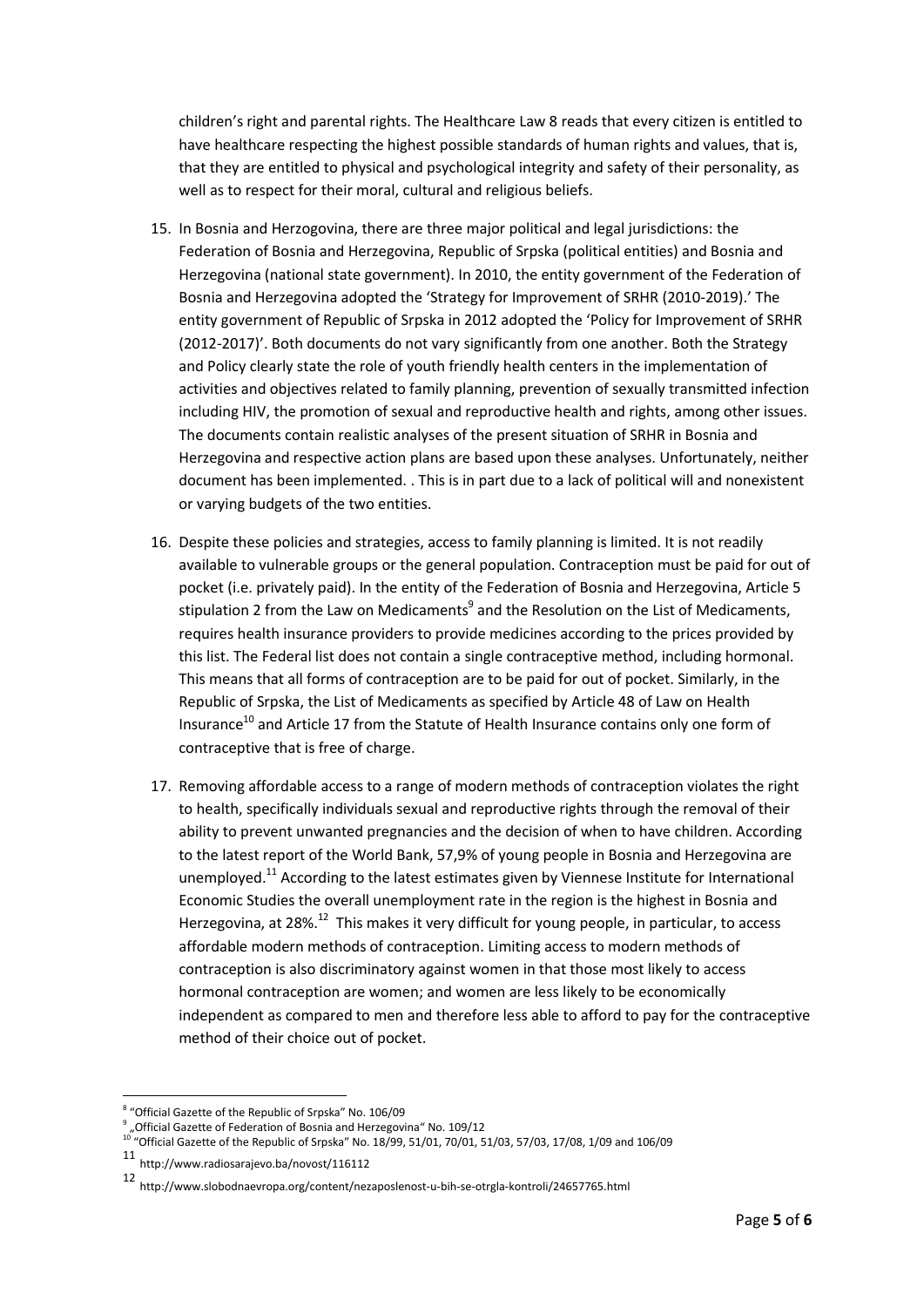children's right and parental rights. The Healthcare Law 8 reads that every citizen is entitled to have healthcare respecting the highest possible standards of human rights and values, that is, that they are entitled to physical and psychological integrity and safety of their personality, as well as to respect for their moral, cultural and religious beliefs.

15. In Bosnia and Herzogovina, there are three major political and legal jurisdictions: the Federation of Bosnia and Herzegovina, Republic of Srpska (political entities) and Bosnia and Herzegovina (national state government). In 2010, the entity government of the Federation of Bosnia and Herzegovina adopted the 'Strategy for Improvement of SRHR (2010-2019).' The entity government of Republic of Srpska in 2012 adopted the 'Policy for Improvement of SRHR (2012-2017)'. Both documents do not vary significantly from one another. Both the Strategy and Policy clearly state the role of youth friendly health centers in the implementation of activities and objectives related to family planning, prevention of sexually transmitted infection including HIV, the promotion of sexual and reproductive health and rights, among other issues. The documents contain realistic analyses of the present situation of SRHR in Bosnia and Herzegovina and respective action plans are based upon these analyses. Unfortunately, neither document has been implemented. . This is in part due to a lack of political will and nonexistent or varying budgets of the two entities.

16. Despite these policies and strategies, access to family planning is limited. It is not readily available to vulnerable groups or the general population. Contraception must be paid for out of pocket (i.e. privately paid). In the entity of the Federation of Bosnia and Herzegovina, Article 5 stipulation 2 from the Law on Medicaments[9] and the Resolution on the List of Medicaments, requires health insurance providers to provide medicines according to the prices provided by this list. The Federal list does not contain a single contraceptive method, including hormonal. This means that all forms of contraception are to be paid for out of pocket. Similarly, in the Republic of Srpska, the List of Medicaments as specified by Article 48 of Law on Health Insurance[10] and Article 17 from the Statute of Health Insurance contains only one form of contraceptive that is free of charge.

17. Removing affordable access to a range of modern methods of contraception violates the right to health, specifically individuals sexual and reproductive rights through the removal of their ability to prevent unwanted pregnancies and the decision of when to have children. According to the latest report of the World Bank, 57,9% of young people in Bosnia and Herzegovina are unemployed.[11] According to the latest estimates given by Viennese Institute for International Economic Studies the overall unemployment rate in the region is the highest in Bosnia and Herzegovina, at 28%.[12] This makes it very difficult for young people, in particular, to access affordable modern methods of contraception. Limiting access to modern methods of contraception is also discriminatory against women in that those most likely to access hormonal contraception are women; and women are less likely to be economically independent as compared to men and therefore less able to afford to pay for the contraceptive method of their choice out of pocket.

---

[8] "Official Gazette of the Republic of Srpska" No. 106/09

[9] „Official Gazette of Federation of Bosnia and Herzegovina" No. 109/12

[10] "Official Gazette of the Republic of Srpska" No. 18/99, 51/01, 70/01, 51/03, 57/03, 17/08, 1/09 and 106/09

[11] http://www.radiosarajevo.ba/novost/116112

[12] http://www.slobodnaevropa.org/content/nezaposlenost-u-bih-se-otrgla-kontroli/24657765.html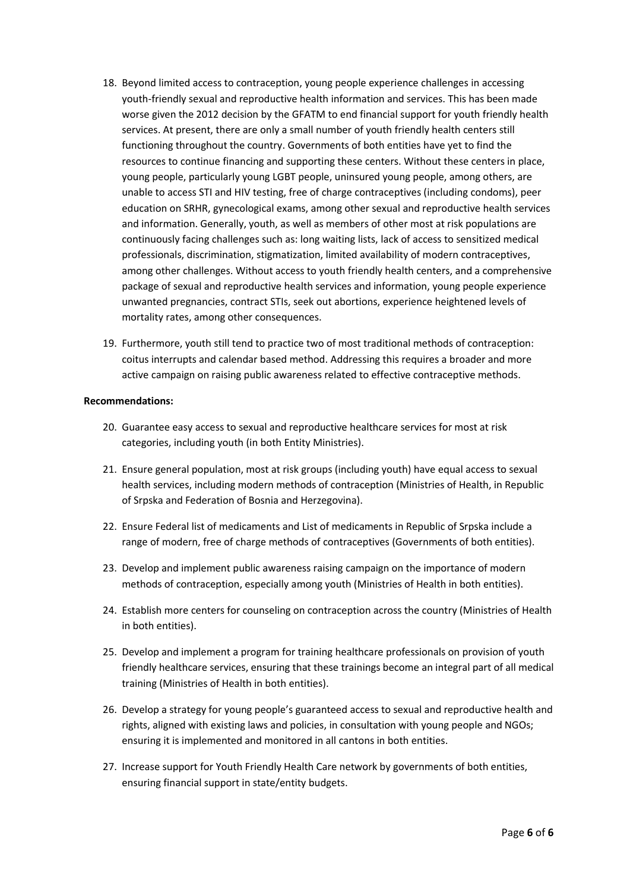18. Beyond limited access to contraception, young people experience challenges in accessing youth-friendly sexual and reproductive health information and services. This has been made worse given the 2012 decision by the GFATM to end financial support for youth friendly health services. At present, there are only a small number of youth friendly health centers still functioning throughout the country. Governments of both entities have yet to find the resources to continue financing and supporting these centers. Without these centers in place, young people, particularly young LGBT people, uninsured young people, among others, are unable to access STI and HIV testing, free of charge contraceptives (including condoms), peer education on SRHR, gynecological exams, among other sexual and reproductive health services and information. Generally, youth, as well as members of other most at risk populations are continuously facing challenges such as: long waiting lists, lack of access to sensitized medical professionals, discrimination, stigmatization, limited availability of modern contraceptives, among other challenges. Without access to youth friendly health centers, and a comprehensive package of sexual and reproductive health services and information, young people experience unwanted pregnancies, contract STIs, seek out abortions, experience heightened levels of mortality rates, among other consequences.

19. Furthermore, youth still tend to practice two of most traditional methods of contraception: coitus interrupts and calendar based method. Addressing this requires a broader and more active campaign on raising public awareness related to effective contraceptive methods.

**Recommendations:**

20. Guarantee easy access to sexual and reproductive healthcare services for most at risk categories, including youth (in both Entity Ministries).

21. Ensure general population, most at risk groups (including youth) have equal access to sexual health services, including modern methods of contraception (Ministries of Health, in Republic of Srpska and Federation of Bosnia and Herzegovina).

22. Ensure Federal list of medicaments and List of medicaments in Republic of Srpska include a range of modern, free of charge methods of contraceptives (Governments of both entities).

23. Develop and implement public awareness raising campaign on the importance of modern methods of contraception, especially among youth (Ministries of Health in both entities).

24. Establish more centers for counseling on contraception across the country (Ministries of Health in both entities).

25. Develop and implement a program for training healthcare professionals on provision of youth friendly healthcare services, ensuring that these trainings become an integral part of all medical training (Ministries of Health in both entities).

26. Develop a strategy for young people's guaranteed access to sexual and reproductive health and rights, aligned with existing laws and policies, in consultation with young people and NGOs; ensuring it is implemented and monitored in all cantons in both entities.

27. Increase support for Youth Friendly Health Care network by governments of both entities, ensuring financial support in state/entity budgets.